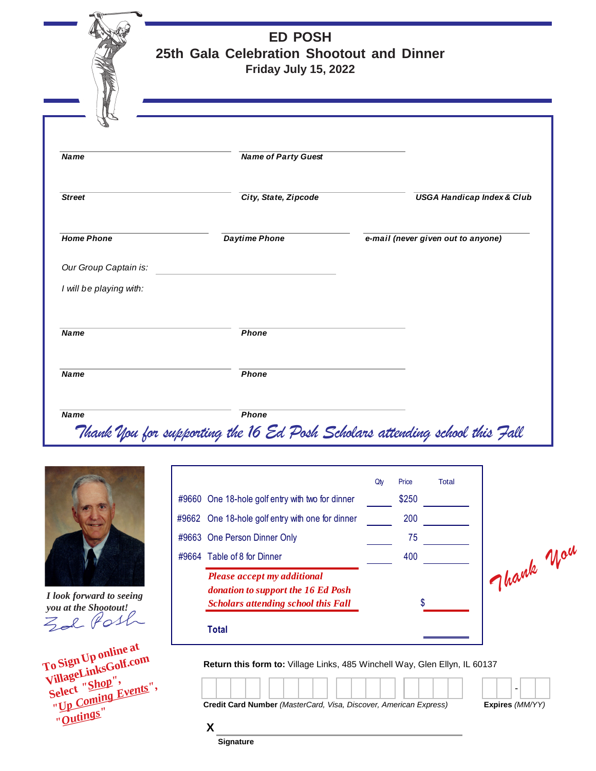# ED POSH

## 25th Gala Celebration Shootout and Dinner

### Friday July 15, 2022

**Name** | **Name of Party Guest**

**Street** | **City, State, Zipcode** | **USGA Handicap Index & Club**

**Home Phone** | **Daytime Phone** | **e-mail (never given out to anyone)**

*Our Group Captain is:* ______________________

*I will be playing with:*

**Name** | **Phone**

**Name** | **Phone**

**Name** | **Phone**

*Thank You for supporting the 16 Ed Posh Scholars attending school this Fall*

| | | Qty | Price | Total |
|---|---|---|---|---|
| #9660 | One 18-hole golf entry with two for dinner | | $250 | |
| #9662 | One 18-hole golf entry with one for dinner | | 200 | |
| #9663 | One Person Dinner Only | | 75 | |
| #9664 | Table of 8 for Dinner | | 400 | |
| | *Please accept my additional donation to support the 16 Ed Posh Scholars attending school this Fall* | | | $ |
| | **Total** | | | |

*Thank You*

*I look forward to seeing you at the Shootout!*

Ed Posh

**To Sign Up online at VillageLinksGolf.com Select "Shop", "Up Coming Events", "Outings"**

**Return this form to:** Village Links, 485 Winchell Way, Glen Ellyn, IL 60137

**Credit Card Number** *(MasterCard, Visa, Discover, American Express)*

**Expires** *(MM/YY)*

**X** ______________________

**Signature**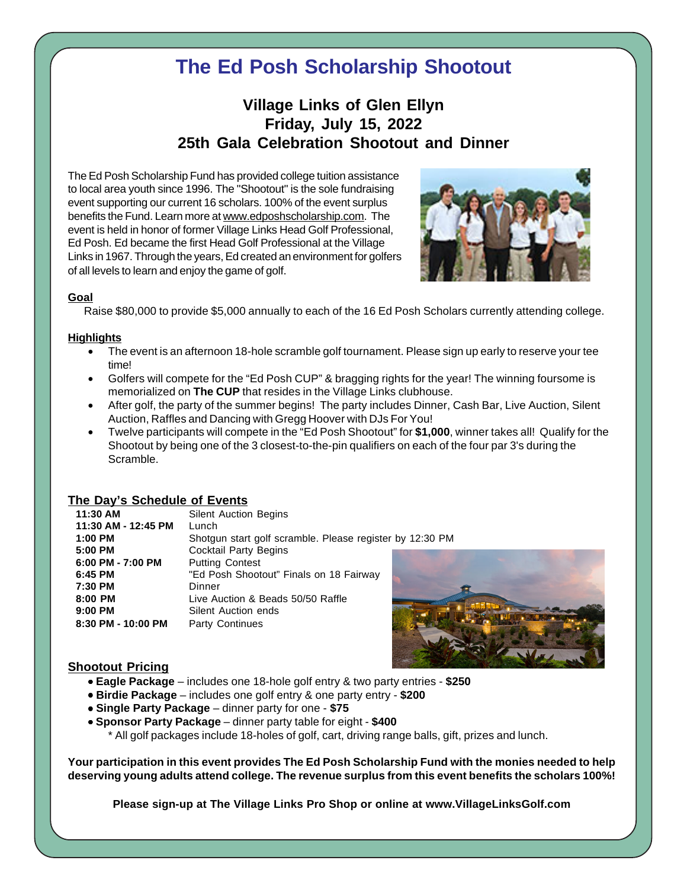# The Ed Posh Scholarship Shootout

## Village Links of Glen Ellyn
## Friday, July 15, 2022
## 25th Gala Celebration Shootout and Dinner

The Ed Posh Scholarship Fund has provided college tuition assistance to local area youth since 1996. The "Shootout" is the sole fundraising event supporting our current 16 scholars. 100% of the event surplus benefits the Fund. Learn more at www.edposhscholarship.com. The event is held in honor of former Village Links Head Golf Professional, Ed Posh. Ed became the first Head Golf Professional at the Village Links in 1967. Through the years, Ed created an environment for golfers of all levels to learn and enjoy the game of golf.

**Goal**

Raise $80,000 to provide $5,000 annually to each of the 16 Ed Posh Scholars currently attending college.

**Highlights**

- The event is an afternoon 18-hole scramble golf tournament. Please sign up early to reserve your tee time!
- Golfers will compete for the "Ed Posh CUP" & bragging rights for the year! The winning foursome is memorialized on **The CUP** that resides in the Village Links clubhouse.
- After golf, the party of the summer begins! The party includes Dinner, Cash Bar, Live Auction, Silent Auction, Raffles and Dancing with Gregg Hoover with DJs For You!
- Twelve participants will compete in the "Ed Posh Shootout" for **$1,000**, winner takes all! Qualify for the Shootout by being one of the 3 closest-to-the-pin qualifiers on each of the four par 3's during the Scramble.

**The Day's Schedule of Events**

| | |
|---|---|
| **11:30 AM** | Silent Auction Begins |
| **11:30 AM - 12:45 PM** | Lunch |
| **1:00 PM** | Shotgun start golf scramble. Please register by 12:30 PM |
| **5:00 PM** | Cocktail Party Begins |
| **6:00 PM - 7:00 PM** | Putting Contest |
| **6:45 PM** | "Ed Posh Shootout" Finals on 18 Fairway |
| **7:30 PM** | Dinner |
| **8:00 PM** | Live Auction & Beads 50/50 Raffle |
| **9:00 PM** | Silent Auction ends |
| **8:30 PM - 10:00 PM** | Party Continues |

**Shootout Pricing**

- **Eagle Package** – includes one 18-hole golf entry & two party entries - **$250**
- **Birdie Package** – includes one golf entry & one party entry - **$200**
- **Single Party Package** – dinner party for one - **$75**
- **Sponsor Party Package** – dinner party table for eight - **$400**

\* All golf packages include 18-holes of golf, cart, driving range balls, gift, prizes and lunch.

**Your participation in this event provides The Ed Posh Scholarship Fund with the monies needed to help deserving young adults attend college. The revenue surplus from this event benefits the scholars 100%!**

**Please sign-up at The Village Links Pro Shop or online at www.VillageLinksGolf.com**